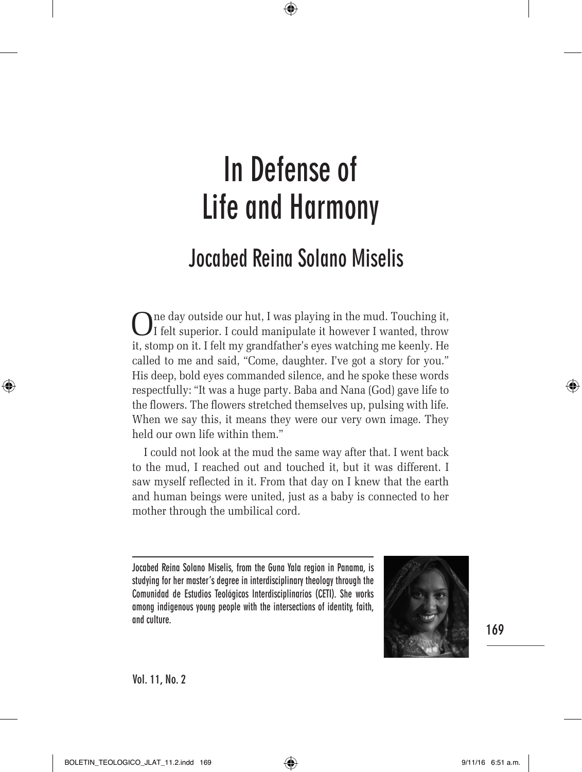# In Defense of Life and Harmony

## Jocabed Reina Solano Miselis

One day outside our hut, I was playing in the mud. Touching it, I felt superior. I could manipulate it however I wanted, throw it, stomp on it. I felt my grandfather's eyes watching me keenly. He called to me and said, "Come, daughter. I've got a story for you." His deep, bold eyes commanded silence, and he spoke these words respectfully: "It was a huge party. Baba and Nana (God) gave life to the flowers. The flowers stretched themselves up, pulsing with life. When we say this, it means they were our very own image. They held our own life within them."

I could not look at the mud the same way after that. I went back to the mud, I reached out and touched it, but it was different. I saw myself reflected in it. From that day on I knew that the earth and human beings were united, just as a baby is connected to her mother through the umbilical cord.

---

Jocabed Reina Solano Miselis, from the Guna Yala region in Panama, is studying for her master's degree in interdisciplinary theology through the Comunidad de Estudios Teológicos Interdisciplinarios (CETI). She works among indigenous young people with the intersections of identity, faith, and culture.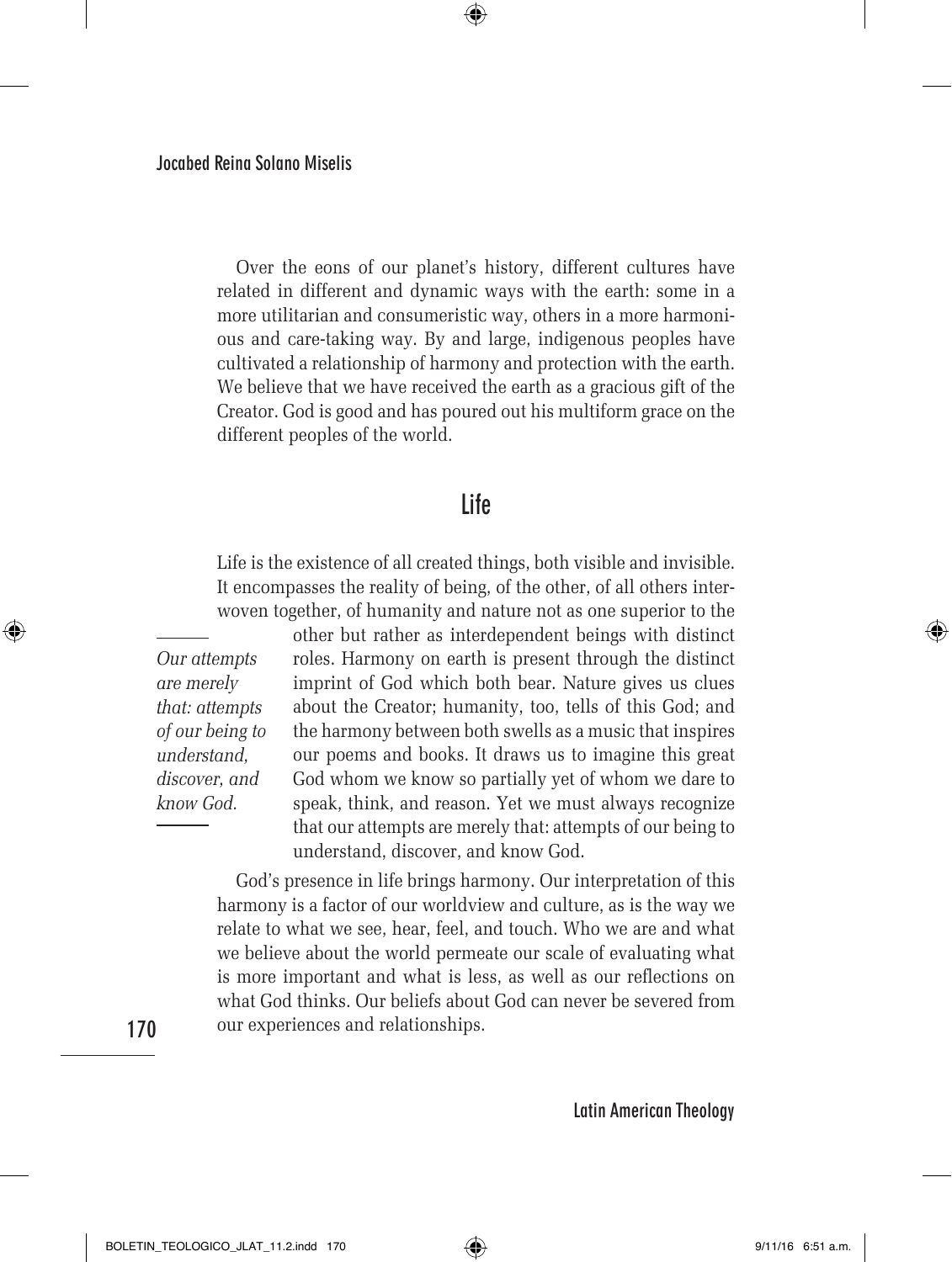Over the eons of our planet's history, different cultures have related in different and dynamic ways with the earth: some in a more utilitarian and consumeristic way, others in a more harmonious and care-taking way. By and large, indigenous peoples have cultivated a relationship of harmony and protection with the earth. We believe that we have received the earth as a gracious gift of the Creator. God is good and has poured out his multiform grace on the different peoples of the world.

## Life

Life is the existence of all created things, both visible and invisible. It encompasses the reality of being, of the other, of all others interwoven together, of humanity and nature not as one superior to the other but rather as interdependent beings with distinct roles. Harmony on earth is present through the distinct imprint of God which both bear. Nature gives us clues about the Creator; humanity, too, tells of this God; and the harmony between both swells as a music that inspires our poems and books. It draws us to imagine this great God whom we know so partially yet of whom we dare to speak, think, and reason. Yet we must always recognize that our attempts are merely that: attempts of our being to understand, discover, and know God.

> *Our attempts are merely that: attempts of our being to understand, discover, and know God.*

God's presence in life brings harmony. Our interpretation of this harmony is a factor of our worldview and culture, as is the way we relate to what we see, hear, feel, and touch. Who we are and what we believe about the world permeate our scale of evaluating what is more important and what is less, as well as our reflections on what God thinks. Our beliefs about God can never be severed from our experiences and relationships.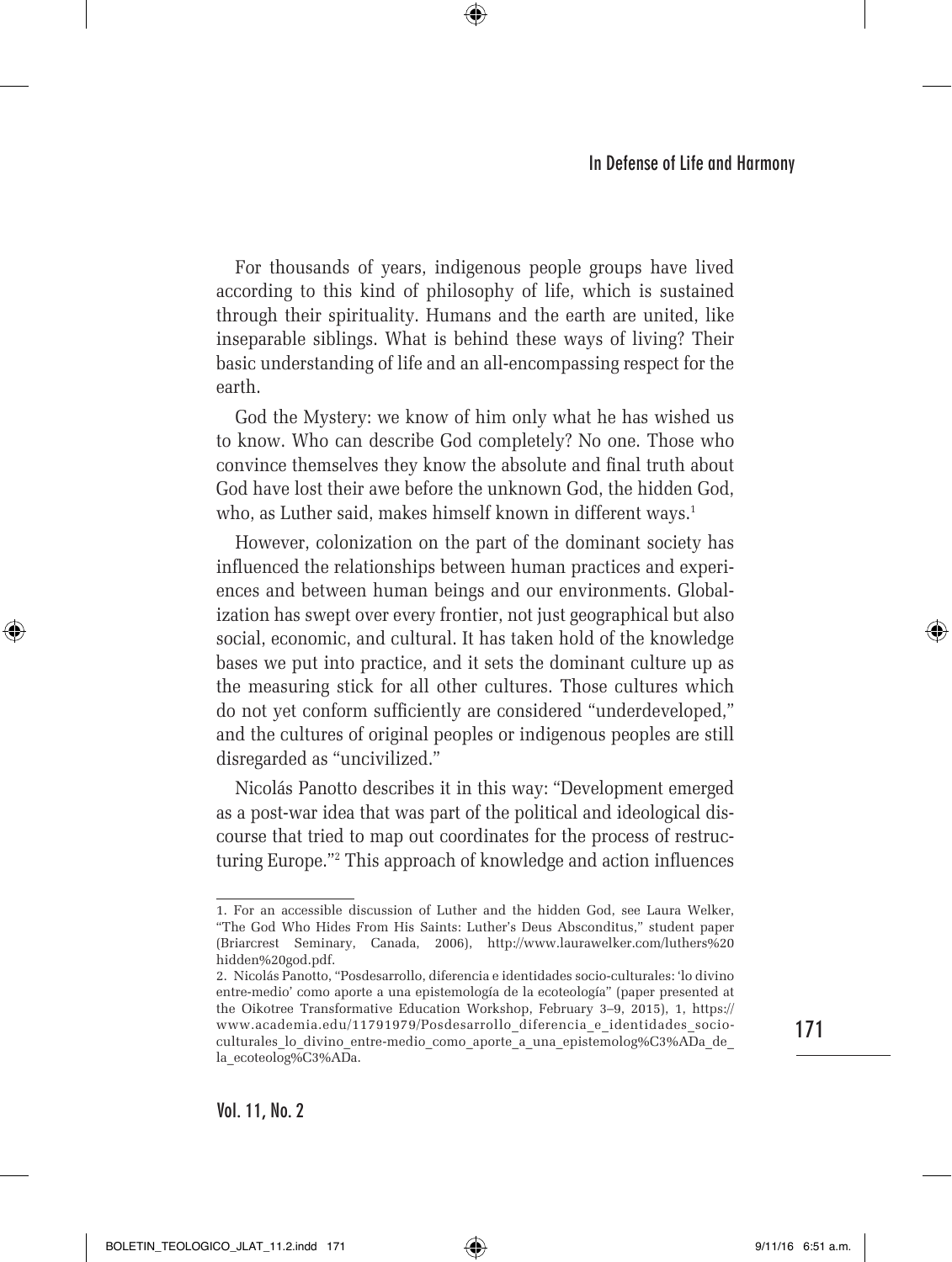For thousands of years, indigenous people groups have lived according to this kind of philosophy of life, which is sustained through their spirituality. Humans and the earth are united, like inseparable siblings. What is behind these ways of living? Their basic understanding of life and an all-encompassing respect for the earth.

God the Mystery: we know of him only what he has wished us to know. Who can describe God completely? No one. Those who convince themselves they know the absolute and final truth about God have lost their awe before the unknown God, the hidden God, who, as Luther said, makes himself known in different ways.[1]

However, colonization on the part of the dominant society has influenced the relationships between human practices and experiences and between human beings and our environments. Globalization has swept over every frontier, not just geographical but also social, economic, and cultural. It has taken hold of the knowledge bases we put into practice, and it sets the dominant culture up as the measuring stick for all other cultures. Those cultures which do not yet conform sufficiently are considered "underdeveloped," and the cultures of original peoples or indigenous peoples are still disregarded as "uncivilized."

Nicolás Panotto describes it in this way: "Development emerged as a post-war idea that was part of the political and ideological discourse that tried to map out coordinates for the process of restructuring Europe."[2] This approach of knowledge and action influences

---

1. For an accessible discussion of Luther and the hidden God, see Laura Welker, "The God Who Hides From His Saints: Luther's Deus Absconditus," student paper (Briarcrest Seminary, Canada, 2006), http://www.laurawelker.com/luthers%20hidden%20god.pdf.

2. Nicolás Panotto, "Posdesarrollo, diferencia e identidades socio-culturales: 'lo divino entre-medio' como aporte a una epistemología de la ecoteología" (paper presented at the Oikotree Transformative Education Workshop, February 3–9, 2015), 1, https://www.academia.edu/11791979/Posdesarrollo_diferencia_e_identidades_socio-culturales_lo_divino_entre-medio_como_aporte_a_una_epistemolog%C3%ADa_de_la_ecoteolog%C3%ADa.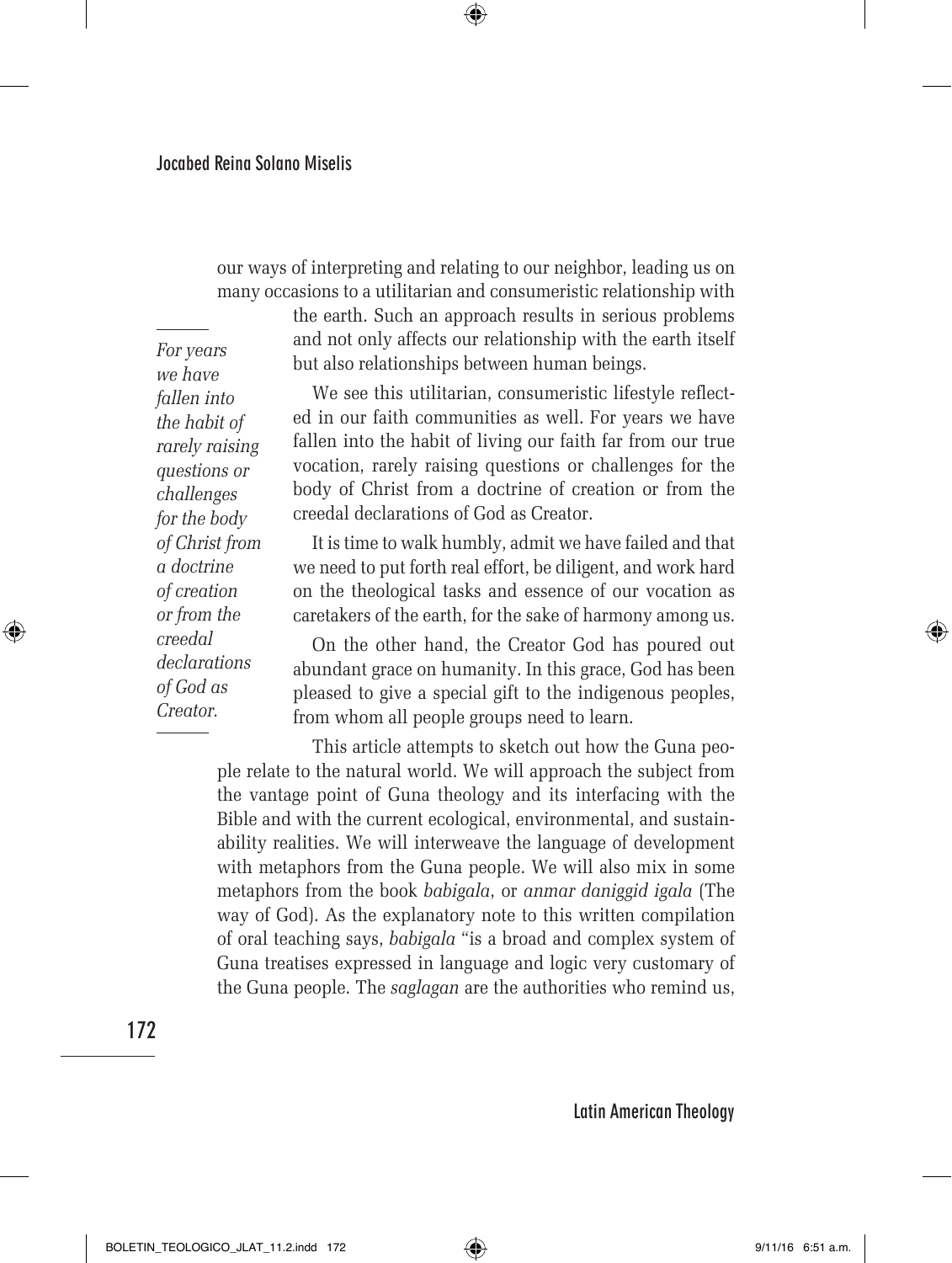our ways of interpreting and relating to our neighbor, leading us on many occasions to a utilitarian and consumeristic relationship with the earth. Such an approach results in serious problems and not only affects our relationship with the earth itself but also relationships between human beings.

> *For years we have fallen into the habit of rarely raising questions or challenges for the body of Christ from a doctrine of creation or from the creedal declarations of God as Creator.*

We see this utilitarian, consumeristic lifestyle reflected in our faith communities as well. For years we have fallen into the habit of living our faith far from our true vocation, rarely raising questions or challenges for the body of Christ from a doctrine of creation or from the creedal declarations of God as Creator.

It is time to walk humbly, admit we have failed and that we need to put forth real effort, be diligent, and work hard on the theological tasks and essence of our vocation as caretakers of the earth, for the sake of harmony among us.

On the other hand, the Creator God has poured out abundant grace on humanity. In this grace, God has been pleased to give a special gift to the indigenous peoples, from whom all people groups need to learn.

This article attempts to sketch out how the Guna people relate to the natural world. We will approach the subject from the vantage point of Guna theology and its interfacing with the Bible and with the current ecological, environmental, and sustainability realities. We will interweave the language of development with metaphors from the Guna people. We will also mix in some metaphors from the book *babigala*, or *anmar daniggid igala* (The way of God). As the explanatory note to this written compilation of oral teaching says, *babigala* "is a broad and complex system of Guna treatises expressed in language and logic very customary of the Guna people. The *saglagan* are the authorities who remind us,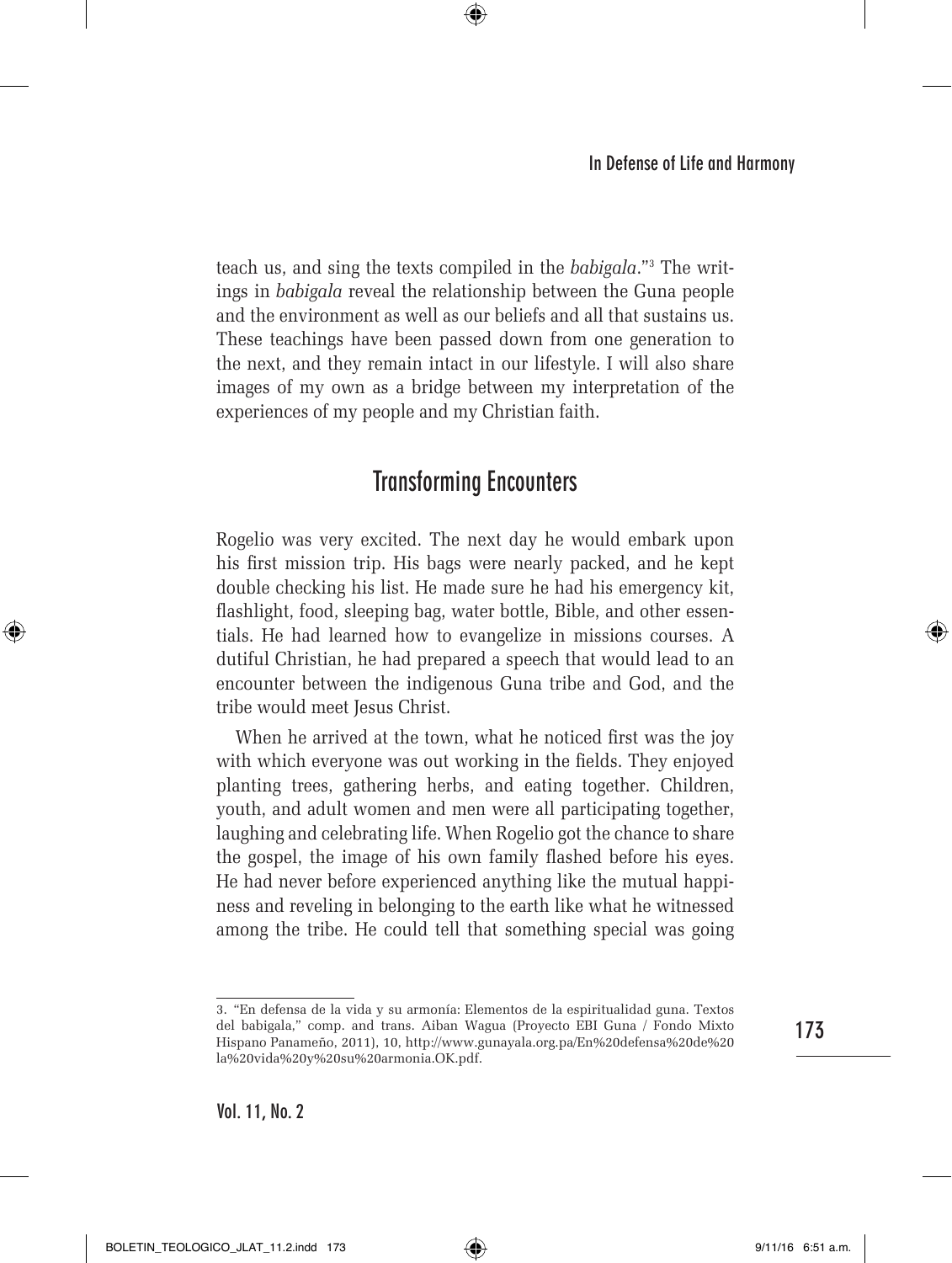teach us, and sing the texts compiled in the *babigala*."[3] The writings in *babigala* reveal the relationship between the Guna people and the environment as well as our beliefs and all that sustains us. These teachings have been passed down from one generation to the next, and they remain intact in our lifestyle. I will also share images of my own as a bridge between my interpretation of the experiences of my people and my Christian faith.

## Transforming Encounters

Rogelio was very excited. The next day he would embark upon his first mission trip. His bags were nearly packed, and he kept double checking his list. He made sure he had his emergency kit, flashlight, food, sleeping bag, water bottle, Bible, and other essentials. He had learned how to evangelize in missions courses. A dutiful Christian, he had prepared a speech that would lead to an encounter between the indigenous Guna tribe and God, and the tribe would meet Jesus Christ.

When he arrived at the town, what he noticed first was the joy with which everyone was out working in the fields. They enjoyed planting trees, gathering herbs, and eating together. Children, youth, and adult women and men were all participating together, laughing and celebrating life. When Rogelio got the chance to share the gospel, the image of his own family flashed before his eyes. He had never before experienced anything like the mutual happiness and reveling in belonging to the earth like what he witnessed among the tribe. He could tell that something special was going

---

3. "En defensa de la vida y su armonía: Elementos de la espiritualidad guna. Textos del babigala," comp. and trans. Aiban Wagua (Proyecto EBI Guna / Fondo Mixto Hispano Panameño, 2011), 10, http://www.gunayala.org.pa/En%20defensa%20de%20la%20vida%20y%20su%20armonia.OK.pdf.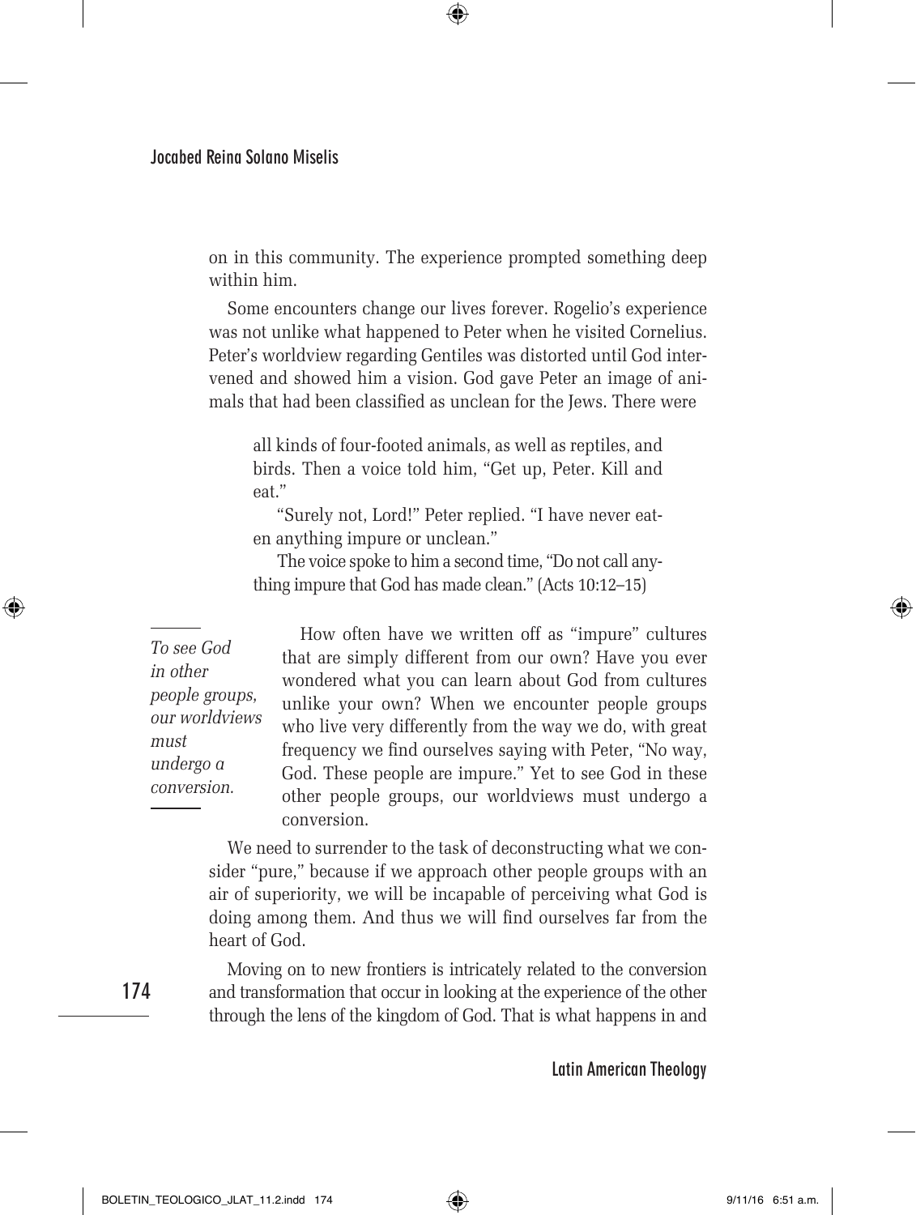on in this community. The experience prompted something deep within him.

Some encounters change our lives forever. Rogelio's experience was not unlike what happened to Peter when he visited Cornelius. Peter's worldview regarding Gentiles was distorted until God intervened and showed him a vision. God gave Peter an image of animals that had been classified as unclean for the Jews. There were

> all kinds of four-footed animals, as well as reptiles, and birds. Then a voice told him, "Get up, Peter. Kill and eat."
>
> "Surely not, Lord!" Peter replied. "I have never eaten anything impure or unclean."
>
> The voice spoke to him a second time, "Do not call anything impure that God has made clean." (Acts 10:12–15)

*To see God in other people groups, our worldviews must undergo a conversion.*

How often have we written off as "impure" cultures that are simply different from our own? Have you ever wondered what you can learn about God from cultures unlike your own? When we encounter people groups who live very differently from the way we do, with great frequency we find ourselves saying with Peter, "No way, God. These people are impure." Yet to see God in these other people groups, our worldviews must undergo a conversion.

We need to surrender to the task of deconstructing what we consider "pure," because if we approach other people groups with an air of superiority, we will be incapable of perceiving what God is doing among them. And thus we will find ourselves far from the heart of God.

Moving on to new frontiers is intricately related to the conversion and transformation that occur in looking at the experience of the other through the lens of the kingdom of God. That is what happens in and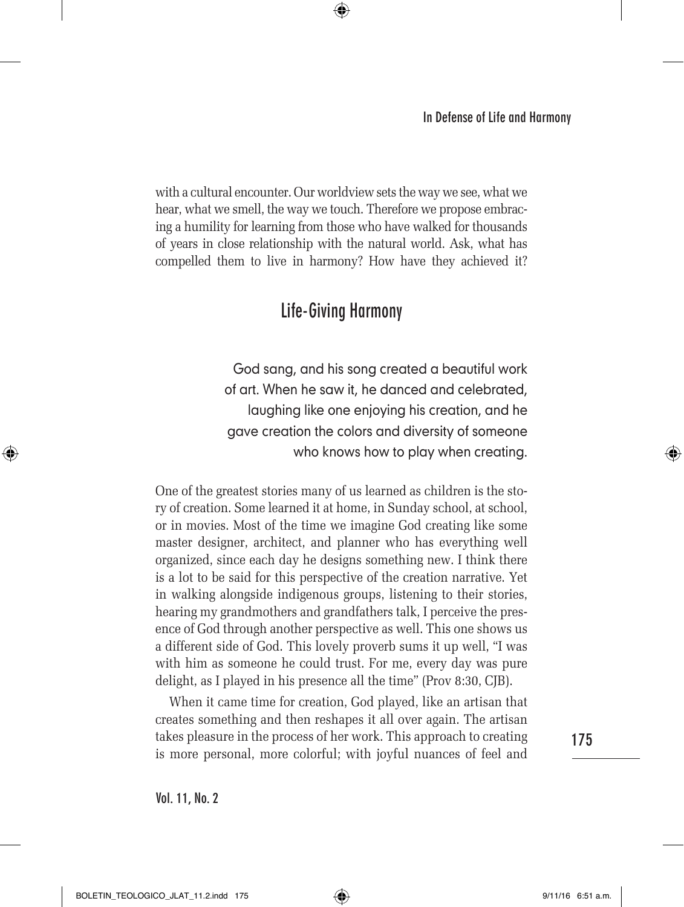with a cultural encounter. Our worldview sets the way we see, what we hear, what we smell, the way we touch. Therefore we propose embracing a humility for learning from those who have walked for thousands of years in close relationship with the natural world. Ask, what has compelled them to live in harmony? How have they achieved it?

## Life-Giving Harmony

> God sang, and his song created a beautiful work of art. When he saw it, he danced and celebrated, laughing like one enjoying his creation, and he gave creation the colors and diversity of someone who knows how to play when creating.

One of the greatest stories many of us learned as children is the story of creation. Some learned it at home, in Sunday school, at school, or in movies. Most of the time we imagine God creating like some master designer, architect, and planner who has everything well organized, since each day he designs something new. I think there is a lot to be said for this perspective of the creation narrative. Yet in walking alongside indigenous groups, listening to their stories, hearing my grandmothers and grandfathers talk, I perceive the presence of God through another perspective as well. This one shows us a different side of God. This lovely proverb sums it up well, "I was with him as someone he could trust. For me, every day was pure delight, as I played in his presence all the time" (Prov 8:30, CJB).

When it came time for creation, God played, like an artisan that creates something and then reshapes it all over again. The artisan takes pleasure in the process of her work. This approach to creating is more personal, more colorful; with joyful nuances of feel and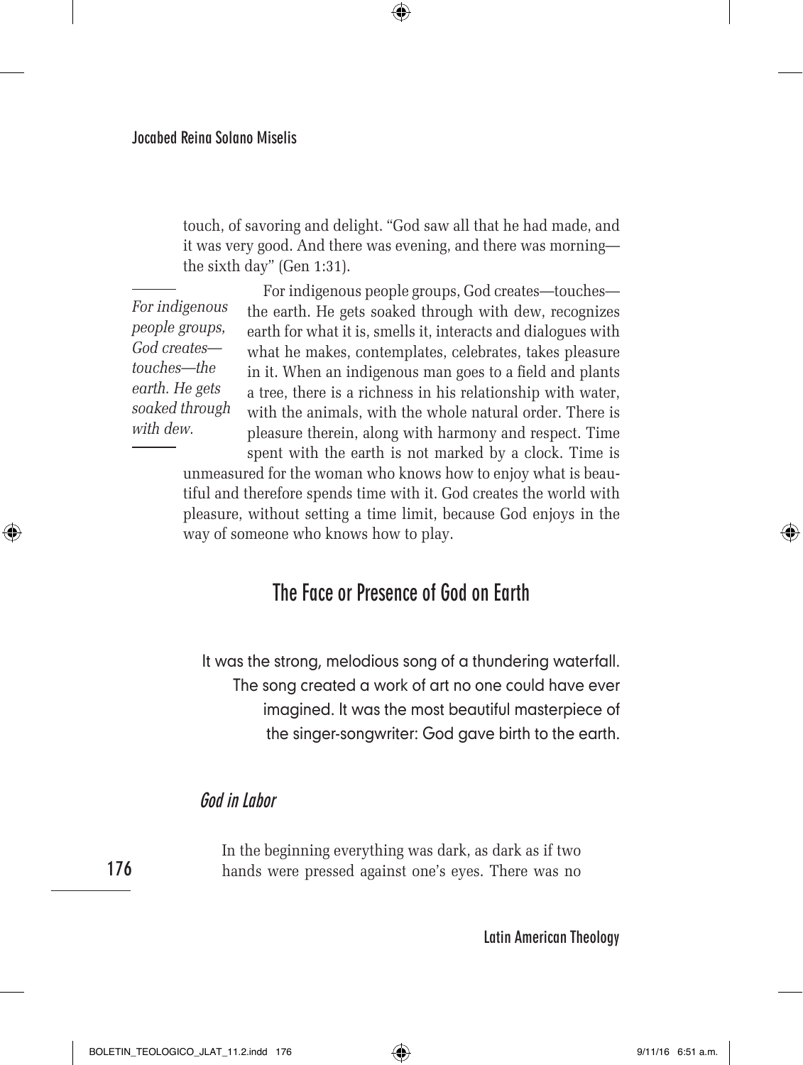touch, of savoring and delight. "God saw all that he had made, and it was very good. And there was evening, and there was morning—the sixth day" (Gen 1:31).

*For indigenous people groups, God creates—touches—the earth. He gets soaked through with dew.*

For indigenous people groups, God creates—touches—the earth. He gets soaked through with dew, recognizes earth for what it is, smells it, interacts and dialogues with what he makes, contemplates, celebrates, takes pleasure in it. When an indigenous man goes to a field and plants a tree, there is a richness in his relationship with water, with the animals, with the whole natural order. There is pleasure therein, along with harmony and respect. Time spent with the earth is not marked by a clock. Time is unmeasured for the woman who knows how to enjoy what is beautiful and therefore spends time with it. God creates the world with pleasure, without setting a time limit, because God enjoys in the way of someone who knows how to play.

## The Face or Presence of God on Earth

It was the strong, melodious song of a thundering waterfall. The song created a work of art no one could have ever imagined. It was the most beautiful masterpiece of the singer-songwriter: God gave birth to the earth.

### *God in Labor*

In the beginning everything was dark, as dark as if two hands were pressed against one's eyes. There was no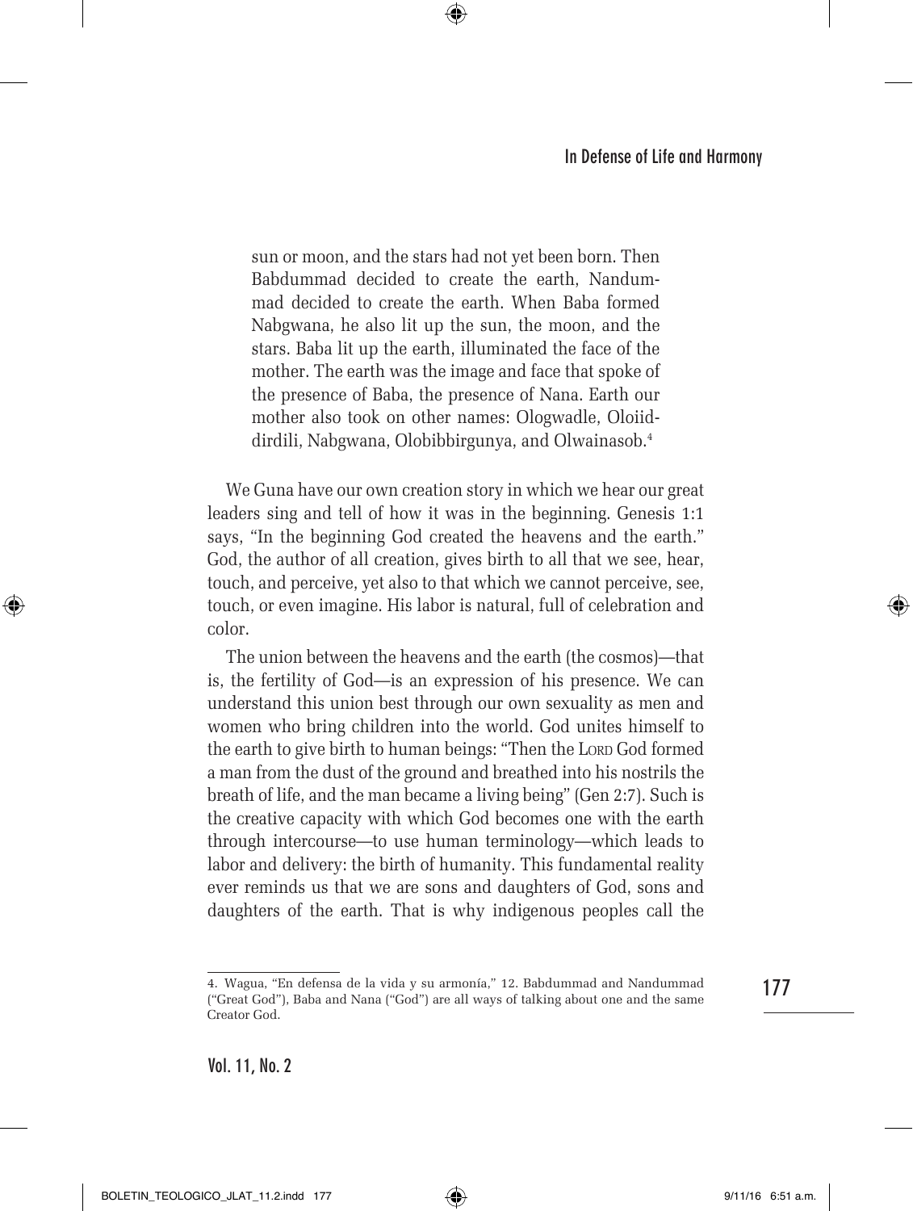> sun or moon, and the stars had not yet been born. Then Babdummad decided to create the earth, Nandummad decided to create the earth. When Baba formed Nabgwana, he also lit up the sun, the moon, and the stars. Baba lit up the earth, illuminated the face of the mother. The earth was the image and face that spoke of the presence of Baba, the presence of Nana. Earth our mother also took on other names: Ologwadle, Oloiiddirdili, Nabgwana, Olobibbirgunya, and Olwainasob.[4]

We Guna have our own creation story in which we hear our great leaders sing and tell of how it was in the beginning. Genesis 1:1 says, "In the beginning God created the heavens and the earth." God, the author of all creation, gives birth to all that we see, hear, touch, and perceive, yet also to that which we cannot perceive, see, touch, or even imagine. His labor is natural, full of celebration and color.

The union between the heavens and the earth (the cosmos)—that is, the fertility of God—is an expression of his presence. We can understand this union best through our own sexuality as men and women who bring children into the world. God unites himself to the earth to give birth to human beings: "Then the Lord God formed a man from the dust of the ground and breathed into his nostrils the breath of life, and the man became a living being" (Gen 2:7). Such is the creative capacity with which God becomes one with the earth through intercourse—to use human terminology—which leads to labor and delivery: the birth of humanity. This fundamental reality ever reminds us that we are sons and daughters of God, sons and daughters of the earth. That is why indigenous peoples call the

---

4. Wagua, "En defensa de la vida y su armonía," 12. Babdummad and Nandummad ("Great God"), Baba and Nana ("God") are all ways of talking about one and the same Creator God.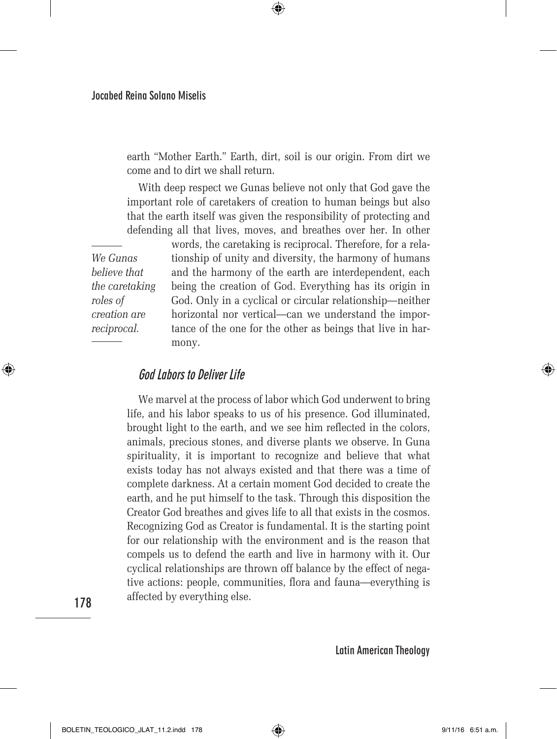earth "Mother Earth." Earth, dirt, soil is our origin. From dirt we come and to dirt we shall return.

With deep respect we Gunas believe not only that God gave the important role of caretakers of creation to human beings but also that the earth itself was given the responsibility of protecting and defending all that lives, moves, and breathes over her. In other words, the caretaking is reciprocal. Therefore, for a relationship of unity and diversity, the harmony of humans and the harmony of the earth are interdependent, each being the creation of God. Everything has its origin in God. Only in a cyclical or circular relationship—neither horizontal nor vertical—can we understand the importance of the one for the other as beings that live in harmony.

*We Gunas believe that the caretaking roles of creation are reciprocal.*

### *God Labors to Deliver Life*

We marvel at the process of labor which God underwent to bring life, and his labor speaks to us of his presence. God illuminated, brought light to the earth, and we see him reflected in the colors, animals, precious stones, and diverse plants we observe. In Guna spirituality, it is important to recognize and believe that what exists today has not always existed and that there was a time of complete darkness. At a certain moment God decided to create the earth, and he put himself to the task. Through this disposition the Creator God breathes and gives life to all that exists in the cosmos. Recognizing God as Creator is fundamental. It is the starting point for our relationship with the environment and is the reason that compels us to defend the earth and live in harmony with it. Our cyclical relationships are thrown off balance by the effect of negative actions: people, communities, flora and fauna—everything is affected by everything else.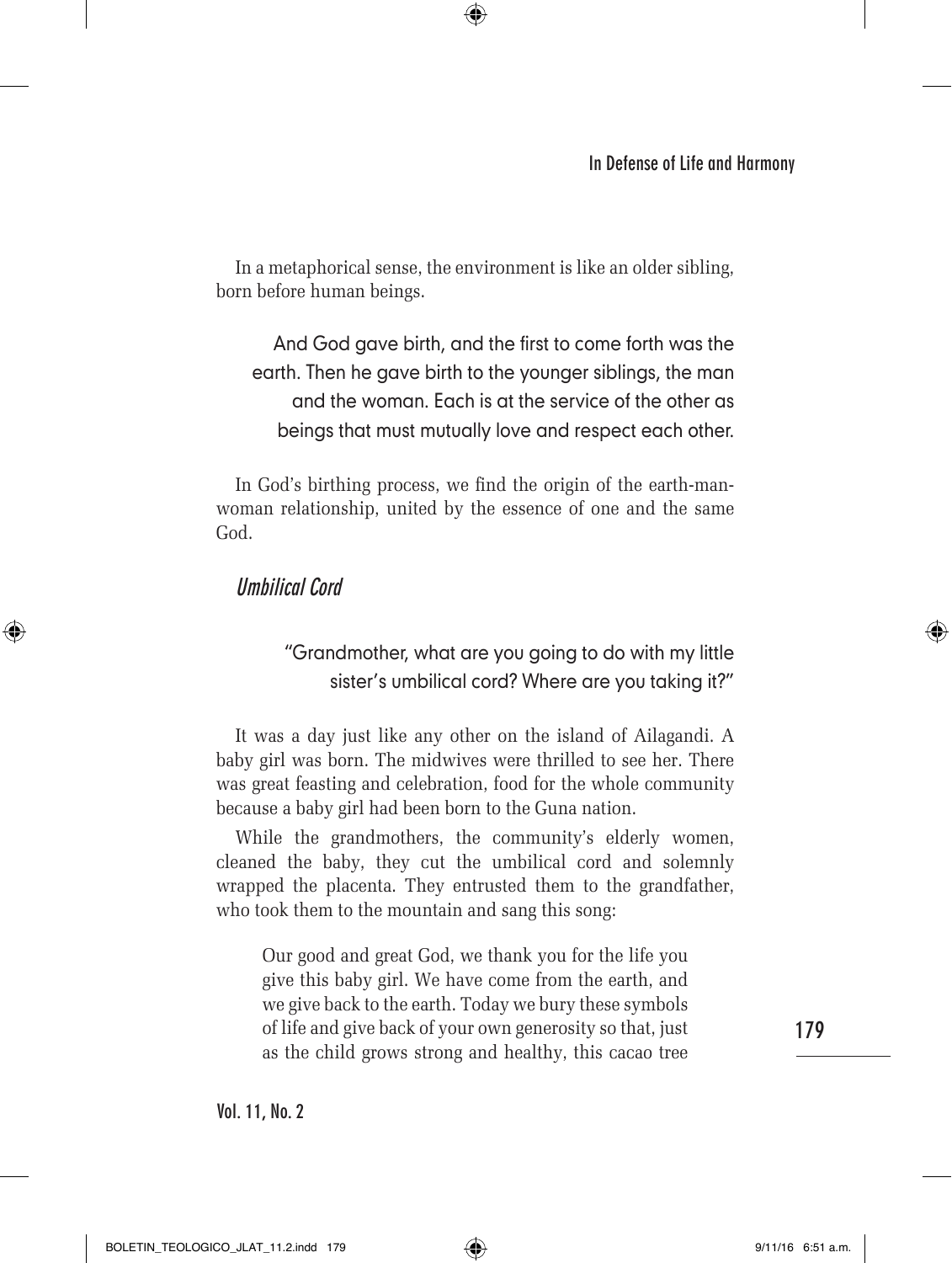In a metaphorical sense, the environment is like an older sibling, born before human beings.

> And God gave birth, and the first to come forth was the earth. Then he gave birth to the younger siblings, the man and the woman. Each is at the service of the other as beings that must mutually love and respect each other.

In God's birthing process, we find the origin of the earth-man-woman relationship, united by the essence of one and the same God.

### *Umbilical Cord*

> "Grandmother, what are you going to do with my little sister's umbilical cord? Where are you taking it?"

It was a day just like any other on the island of Ailagandi. A baby girl was born. The midwives were thrilled to see her. There was great feasting and celebration, food for the whole community because a baby girl had been born to the Guna nation.

While the grandmothers, the community's elderly women, cleaned the baby, they cut the umbilical cord and solemnly wrapped the placenta. They entrusted them to the grandfather, who took them to the mountain and sang this song:

> Our good and great God, we thank you for the life you give this baby girl. We have come from the earth, and we give back to the earth. Today we bury these symbols of life and give back of your own generosity so that, just as the child grows strong and healthy, this cacao tree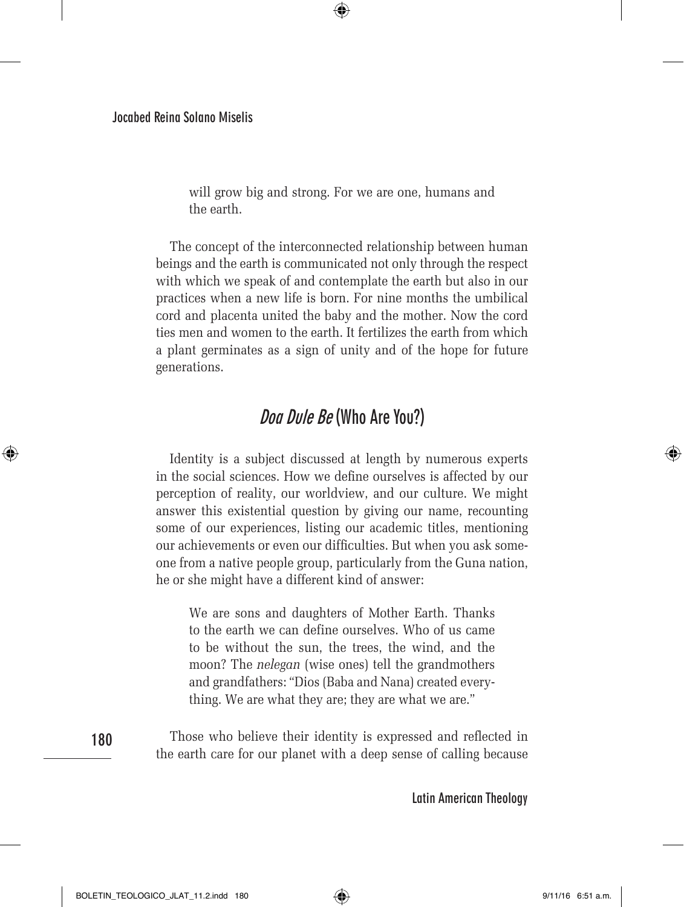> will grow big and strong. For we are one, humans and the earth.

The concept of the interconnected relationship between human beings and the earth is communicated not only through the respect with which we speak of and contemplate the earth but also in our practices when a new life is born. For nine months the umbilical cord and placenta united the baby and the mother. Now the cord ties men and women to the earth. It fertilizes the earth from which a plant germinates as a sign of unity and of the hope for future generations.

## *Doa Dule Be* (Who Are You?)

Identity is a subject discussed at length by numerous experts in the social sciences. How we define ourselves is affected by our perception of reality, our worldview, and our culture. We might answer this existential question by giving our name, recounting some of our experiences, listing our academic titles, mentioning our achievements or even our difficulties. But when you ask someone from a native people group, particularly from the Guna nation, he or she might have a different kind of answer:

> We are sons and daughters of Mother Earth. Thanks to the earth we can define ourselves. Who of us came to be without the sun, the trees, the wind, and the moon? The *nelegan* (wise ones) tell the grandmothers and grandfathers: "Dios (Baba and Nana) created everything. We are what they are; they are what we are."

Those who believe their identity is expressed and reflected in the earth care for our planet with a deep sense of calling because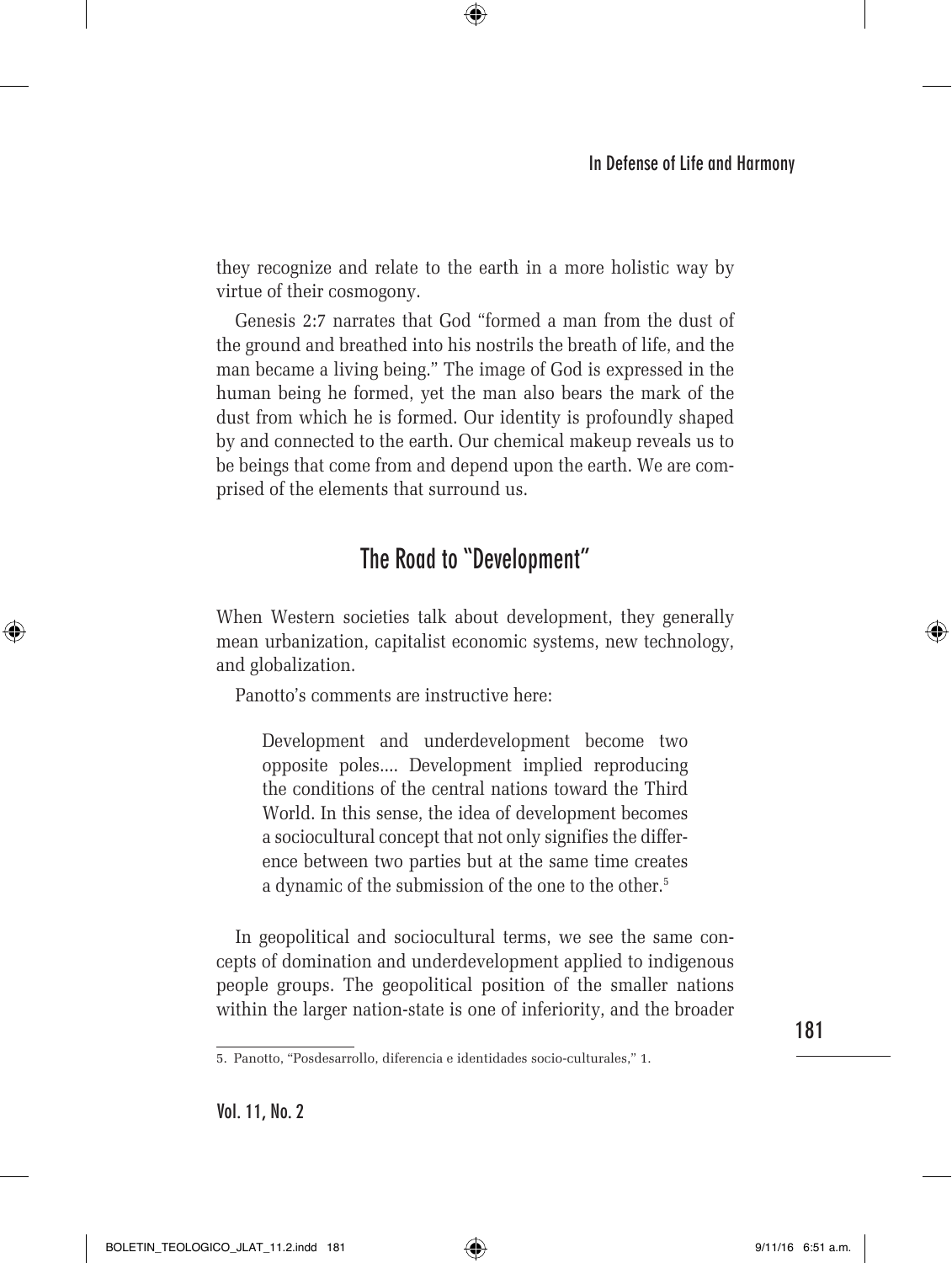they recognize and relate to the earth in a more holistic way by virtue of their cosmogony.

Genesis 2:7 narrates that God "formed a man from the dust of the ground and breathed into his nostrils the breath of life, and the man became a living being." The image of God is expressed in the human being he formed, yet the man also bears the mark of the dust from which he is formed. Our identity is profoundly shaped by and connected to the earth. Our chemical makeup reveals us to be beings that come from and depend upon the earth. We are comprised of the elements that surround us.

## The Road to "Development"

When Western societies talk about development, they generally mean urbanization, capitalist economic systems, new technology, and globalization.

Panotto's comments are instructive here:

> Development and underdevelopment become two opposite poles.... Development implied reproducing the conditions of the central nations toward the Third World. In this sense, the idea of development becomes a sociocultural concept that not only signifies the difference between two parties but at the same time creates a dynamic of the submission of the one to the other.[5]

In geopolitical and sociocultural terms, we see the same concepts of domination and underdevelopment applied to indigenous people groups. The geopolitical position of the smaller nations within the larger nation-state is one of inferiority, and the broader

5. Panotto, "Posdesarrollo, diferencia e identidades socio-culturales," 1.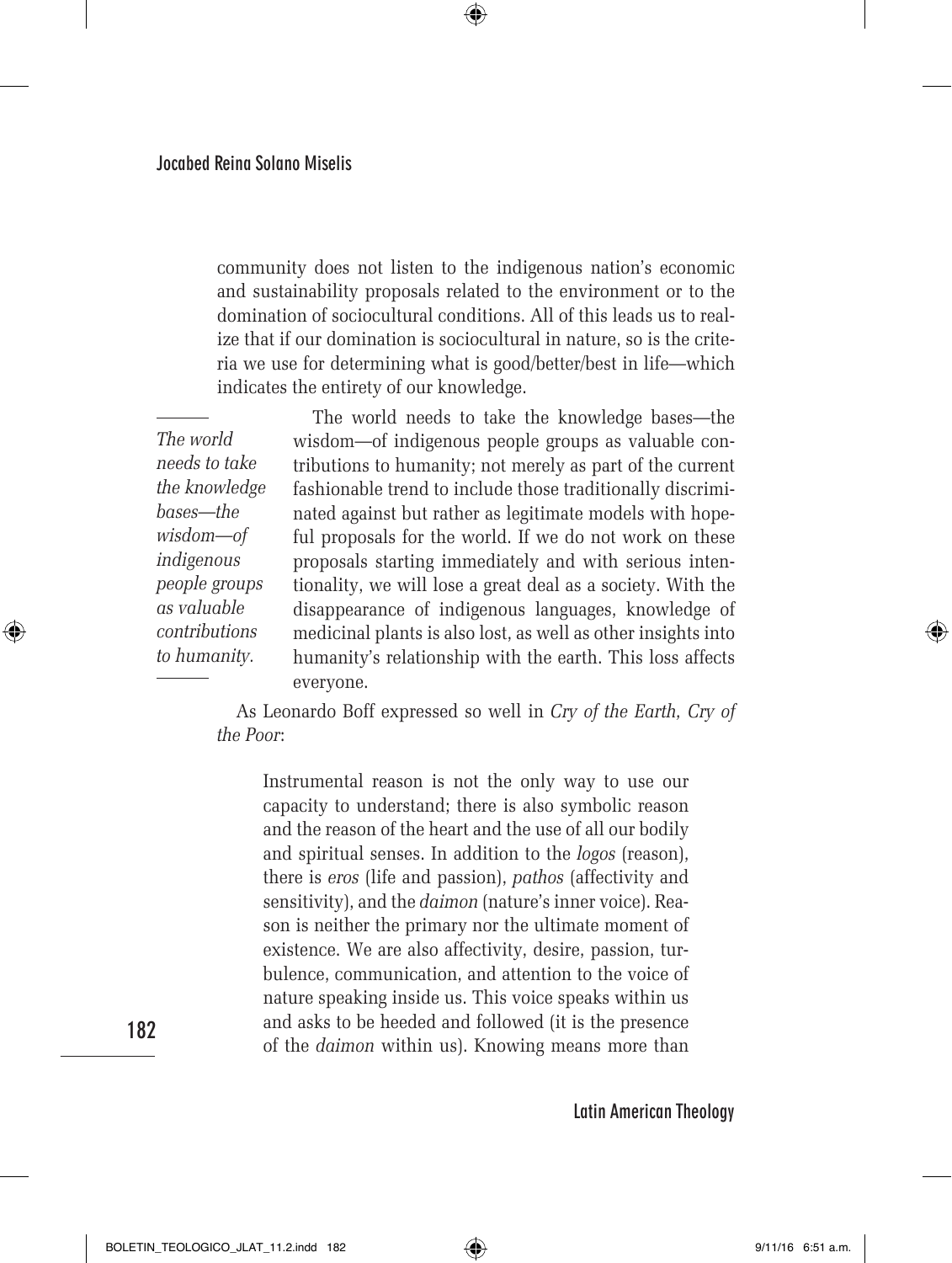community does not listen to the indigenous nation's economic and sustainability proposals related to the environment or to the domination of sociocultural conditions. All of this leads us to realize that if our domination is sociocultural in nature, so is the criteria we use for determining what is good/better/best in life—which indicates the entirety of our knowledge.

*The world needs to take the knowledge bases—the wisdom—of indigenous people groups as valuable contributions to humanity.*

The world needs to take the knowledge bases—the wisdom—of indigenous people groups as valuable contributions to humanity; not merely as part of the current fashionable trend to include those traditionally discriminated against but rather as legitimate models with hopeful proposals for the world. If we do not work on these proposals starting immediately and with serious intentionality, we will lose a great deal as a society. With the disappearance of indigenous languages, knowledge of medicinal plants is also lost, as well as other insights into humanity's relationship with the earth. This loss affects everyone.

As Leonardo Boff expressed so well in *Cry of the Earth, Cry of the Poor*:

> Instrumental reason is not the only way to use our capacity to understand; there is also symbolic reason and the reason of the heart and the use of all our bodily and spiritual senses. In addition to the *logos* (reason), there is *eros* (life and passion), *pathos* (affectivity and sensitivity), and the *daimon* (nature's inner voice). Reason is neither the primary nor the ultimate moment of existence. We are also affectivity, desire, passion, turbulence, communication, and attention to the voice of nature speaking inside us. This voice speaks within us and asks to be heeded and followed (it is the presence of the *daimon* within us). Knowing means more than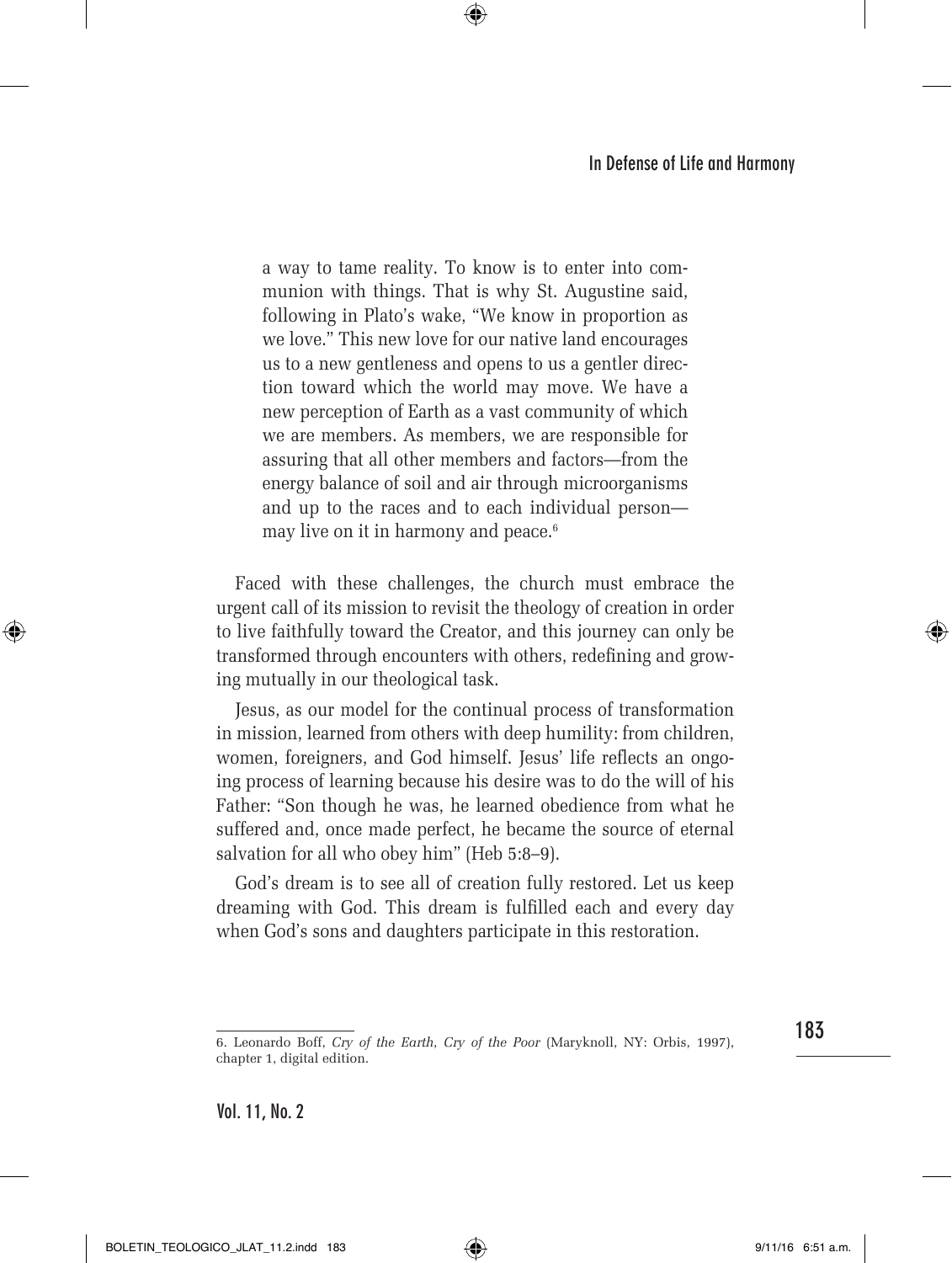> a way to tame reality. To know is to enter into communion with things. That is why St. Augustine said, following in Plato's wake, "We know in proportion as we love." This new love for our native land encourages us to a new gentleness and opens to us a gentler direction toward which the world may move. We have a new perception of Earth as a vast community of which we are members. As members, we are responsible for assuring that all other members and factors—from the energy balance of soil and air through microorganisms and up to the races and to each individual person—may live on it in harmony and peace.[6]

Faced with these challenges, the church must embrace the urgent call of its mission to revisit the theology of creation in order to live faithfully toward the Creator, and this journey can only be transformed through encounters with others, redefining and growing mutually in our theological task.

Jesus, as our model for the continual process of transformation in mission, learned from others with deep humility: from children, women, foreigners, and God himself. Jesus' life reflects an ongoing process of learning because his desire was to do the will of his Father: "Son though he was, he learned obedience from what he suffered and, once made perfect, he became the source of eternal salvation for all who obey him" (Heb 5:8–9).

God's dream is to see all of creation fully restored. Let us keep dreaming with God. This dream is fulfilled each and every day when God's sons and daughters participate in this restoration.

---

6. Leonardo Boff, *Cry of the Earth, Cry of the Poor* (Maryknoll, NY: Orbis, 1997), chapter 1, digital edition.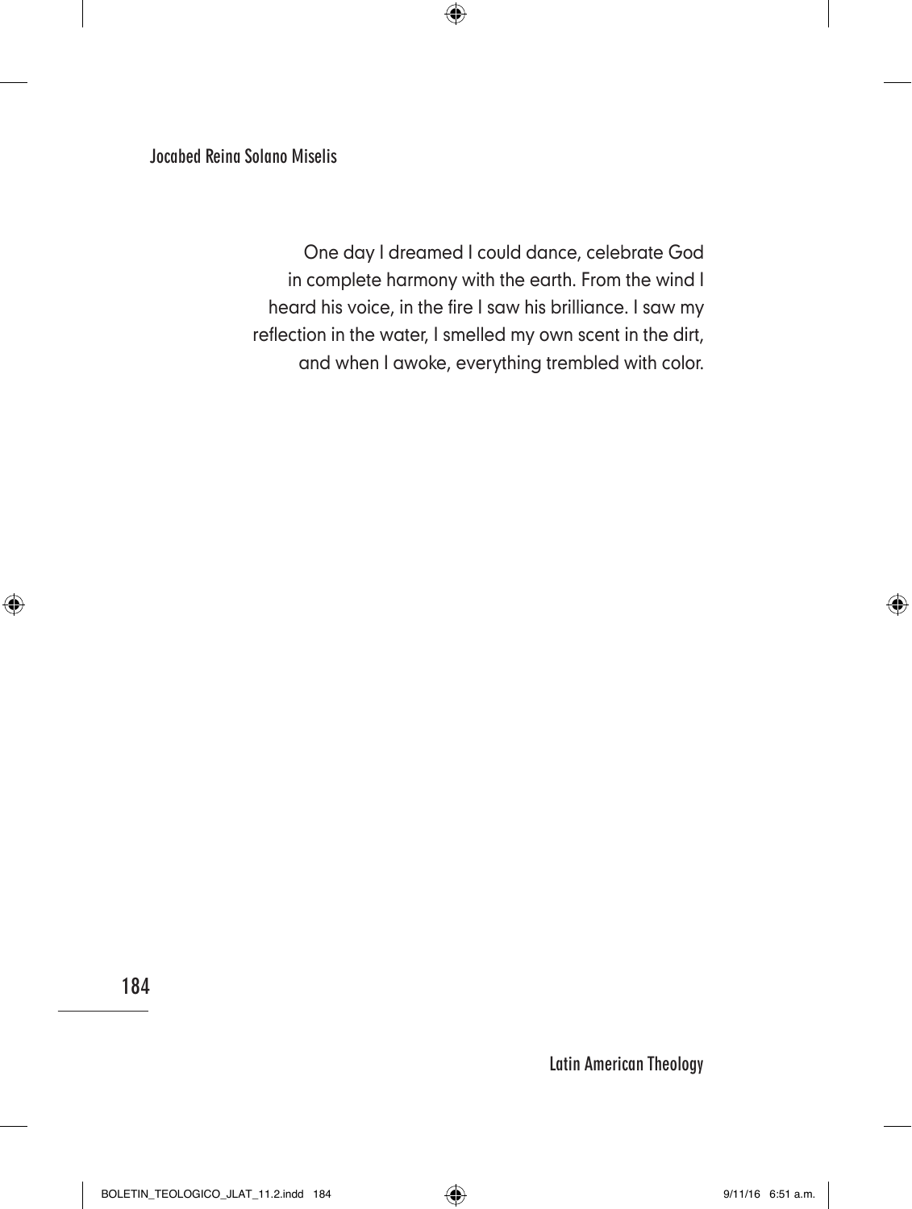One day I dreamed I could dance, celebrate God in complete harmony with the earth. From the wind I heard his voice, in the fire I saw his brilliance. I saw my reflection in the water, I smelled my own scent in the dirt, and when I awoke, everything trembled with color.